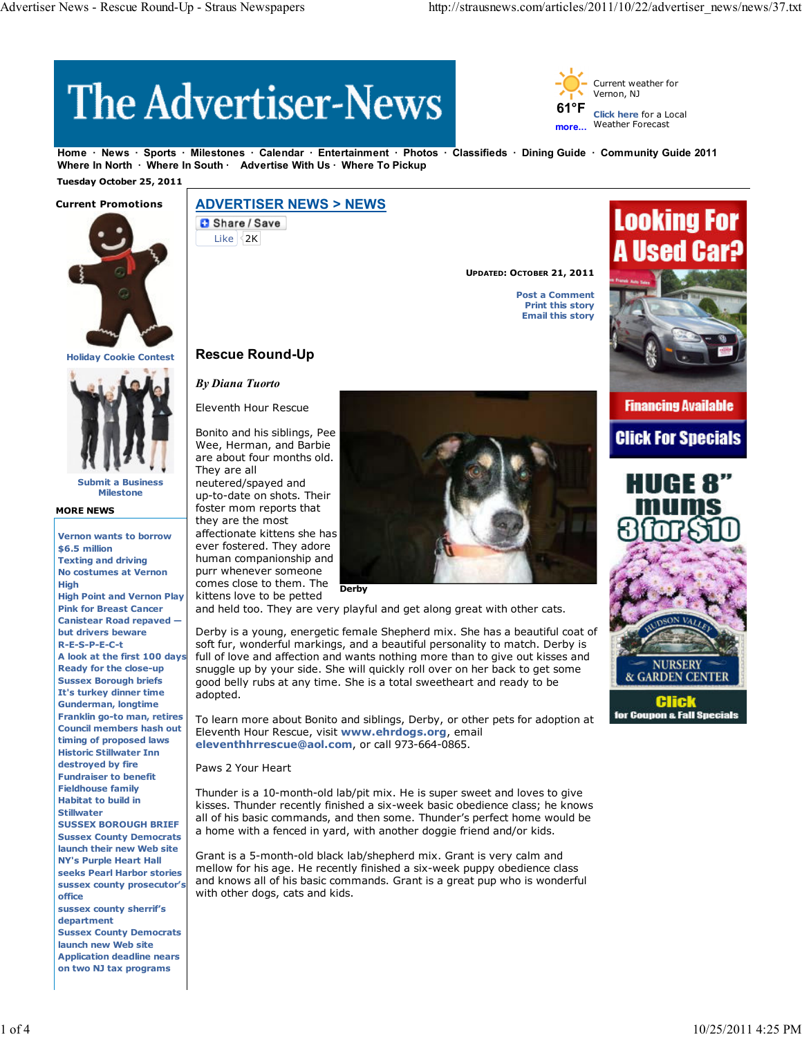# The Advertiser-News

Current weather for Vernon, NJ

61°F

Click here for a Local Weather Forecast

more...

Home · News · Sports · Milestones · Calendar · Entertainment · Photos · Classifieds · Dining Guide · Community Guide 2011
Where In North · Where In South · Advertise With Us · Where To Pickup

Tuesday October 25, 2011

**Current Promotions**

Holiday Cookie Contest

Submit a Business Milestone

**MORE NEWS**

- Vernon wants to borrow $6.5 million
- Texting and driving
- No costumes at Vernon High
- High Point and Vernon Play Pink for Breast Cancer
- Canistear Road repaved — but drivers beware
- R-E-S-P-E-C-t
- A look at the first 100 days
- Ready for the close-up
- Sussex Borough briefs
- It's turkey dinner time
- Gunderman, longtime Franklin go-to man, retires
- Council members hash out timing of proposed laws
- Historic Stillwater Inn destroyed by fire
- Fundraiser to benefit Fieldhouse family
- Habitat to build in Stillwater
- SUSSEX BOROUGH BRIEF
- Sussex County Democrats launch their new Web site
- NY's Purple Heart Hall seeks Pearl Harbor stories
- sussex county prosecutor's office
- sussex county sherrif's department
- Sussex County Democrats launch new Web site
- Application deadline nears on two NJ tax programs

## ADVERTISER NEWS > NEWS

Share / Save

Like 2K

UPDATED: OCTOBER 21, 2011

Post a Comment
Print this story
Email this story

## Rescue Round-Up

*By Diana Tuorto*

Eleventh Hour Rescue

Derby

Bonito and his siblings, Pee Wee, Herman, and Barbie are about four months old. They are all neutered/spayed and up-to-date on shots. Their foster mom reports that they are the most affectionate kittens she has ever fostered. They adore human companionship and purr whenever someone comes close to them. The kittens love to be petted and held too. They are very playful and get along great with other cats.

Derby is a young, energetic female Shepherd mix. She has a beautiful coat of soft fur, wonderful markings, and a beautiful personality to match. Derby is full of love and affection and wants nothing more than to give out kisses and snuggle up by your side. She will quickly roll over on her back to get some good belly rubs at any time. She is a total sweetheart and ready to be adopted.

To learn more about Bonito and siblings, Derby, or other pets for adoption at Eleventh Hour Rescue, visit **www.ehrdogs.org**, email **eleventhhrrescue@aol.com**, or call 973-664-0865.

Paws 2 Your Heart

Thunder is a 10-month-old lab/pit mix. He is super sweet and loves to give kisses. Thunder recently finished a six-week basic obedience class; he knows all of his basic commands, and then some. Thunder's perfect home would be a home with a fenced in yard, with another doggie friend and/or kids.

Grant is a 5-month-old black lab/shepherd mix. Grant is very calm and mellow for his age. He recently finished a six-week puppy obedience class and knows all of his basic commands. Grant is a great pup who is wonderful with other dogs, cats and kids.

Looking For A Used Car? Financing Available. Click For Specials

HUGE 8" mums 3 for $10. Hudson Valley Nursery & Garden Center. Click for Coupon & Fall Specials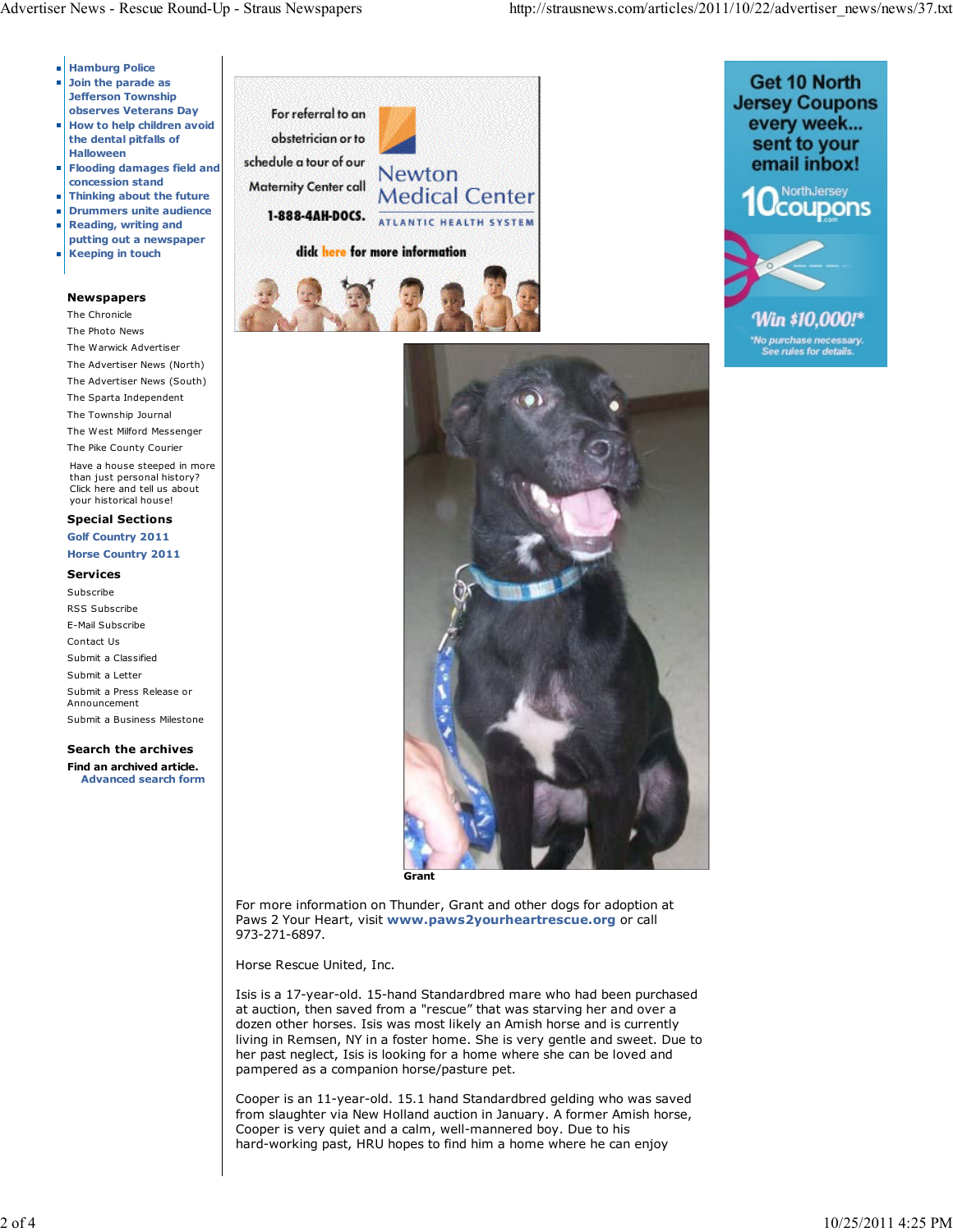- Hamburg Police
- Join the parade as Jefferson Township observes Veterans Day
- How to help children avoid the dental pitfalls of Halloween
- Flooding damages field and concession stand
- Thinking about the future
- Drummers unite audience
- Reading, writing and putting out a newspaper
- Keeping in touch

**Newspapers**

The Chronicle
The Photo News
The Warwick Advertiser
The Advertiser News (North)
The Advertiser News (South)
The Sparta Independent
The Township Journal
The West Milford Messenger
The Pike County Courier

Have a house steeped in more than just personal history? Click here and tell us about your historical house!

**Special Sections**

Golf Country 2011
Horse Country 2011

**Services**

Subscribe
RSS Subscribe
E-Mail Subscribe
Contact Us
Submit a Classified
Submit a Letter
Submit a Press Release or Announcement
Submit a Business Milestone

**Search the archives**

**Find an archived article.**
Advanced search form

For referral to an obstetrician or to schedule a tour of our Maternity Center call 1-888-4AH-DOCS. Newton Medical Center ATLANTIC HEALTH SYSTEM click here for more information

Get 10 North Jersey Coupons every week... sent to your email inbox! NorthJersey 10coupons.com Win $10,000!* *No purchase necessary. See rules for details.

**Grant**

For more information on Thunder, Grant and other dogs for adoption at Paws 2 Your Heart, visit **www.paws2yourheartrescue.org** or call 973-271-6897.

Horse Rescue United, Inc.

Isis is a 17-year-old. 15-hand Standardbred mare who had been purchased at auction, then saved from a "rescue" that was starving her and over a dozen other horses. Isis was most likely an Amish horse and is currently living in Remsen, NY in a foster home. She is very gentle and sweet. Due to her past neglect, Isis is looking for a home where she can be loved and pampered as a companion horse/pasture pet.

Cooper is an 11-year-old. 15.1 hand Standardbred gelding who was saved from slaughter via New Holland auction in January. A former Amish horse, Cooper is very quiet and a calm, well-mannered boy. Due to his hard-working past, HRU hopes to find him a home where he can enjoy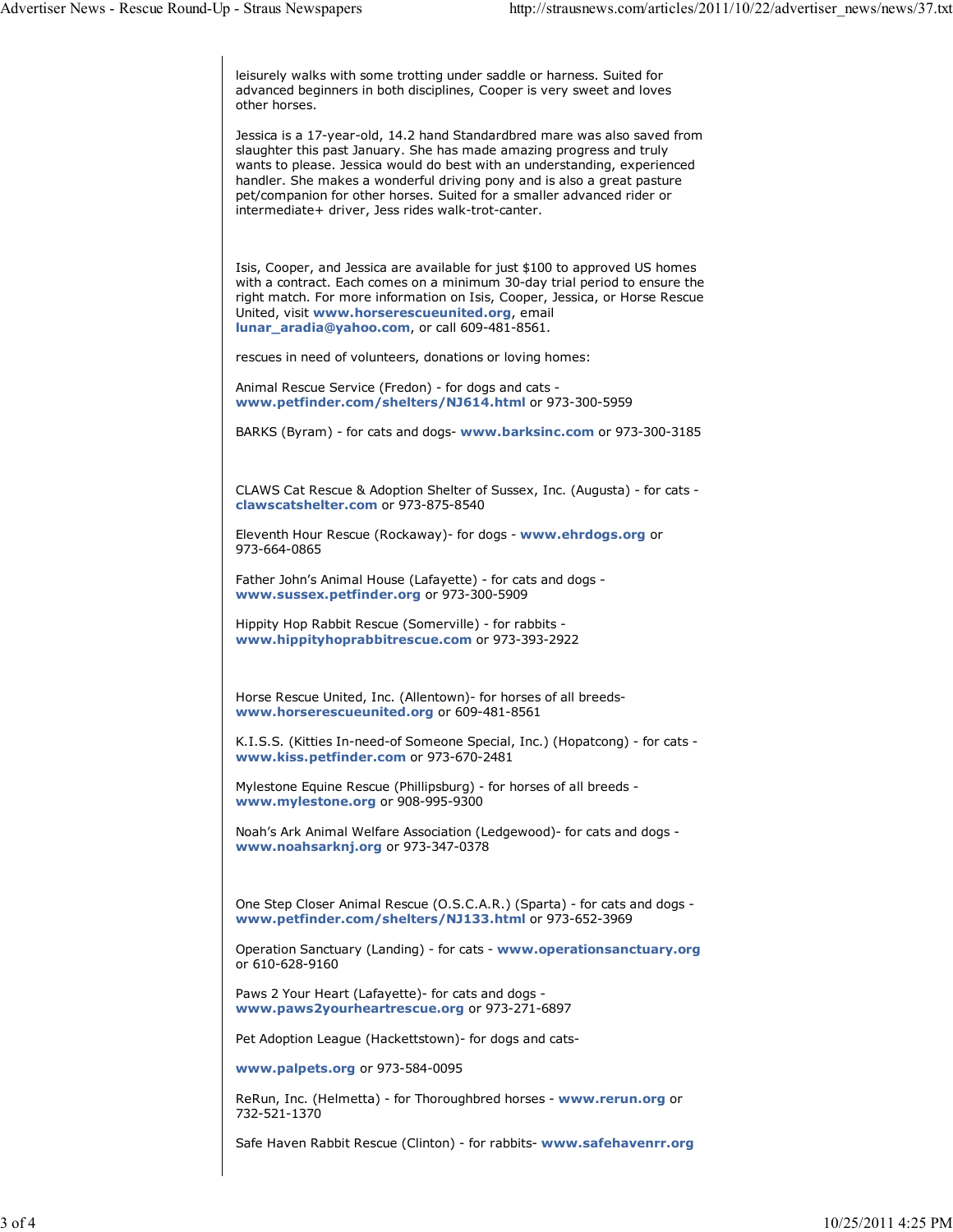leisurely walks with some trotting under saddle or harness. Suited for advanced beginners in both disciplines, Cooper is very sweet and loves other horses.

Jessica is a 17-year-old, 14.2 hand Standardbred mare was also saved from slaughter this past January. She has made amazing progress and truly wants to please. Jessica would do best with an understanding, experienced handler. She makes a wonderful driving pony and is also a great pasture pet/companion for other horses. Suited for a smaller advanced rider or intermediate+ driver, Jess rides walk-trot-canter.

Isis, Cooper, and Jessica are available for just $100 to approved US homes with a contract. Each comes on a minimum 30-day trial period to ensure the right match. For more information on Isis, Cooper, Jessica, or Horse Rescue United, visit **www.horserescueunited.org**, email **lunar_aradia@yahoo.com**, or call 609-481-8561.

rescues in need of volunteers, donations or loving homes:

Animal Rescue Service (Fredon) - for dogs and cats - **www.petfinder.com/shelters/NJ614.html** or 973-300-5959

BARKS (Byram) - for cats and dogs- **www.barksinc.com** or 973-300-3185

CLAWS Cat Rescue & Adoption Shelter of Sussex, Inc. (Augusta) - for cats - **clawscatshelter.com** or 973-875-8540

Eleventh Hour Rescue (Rockaway)- for dogs - **www.ehrdogs.org** or 973-664-0865

Father John's Animal House (Lafayette) - for cats and dogs - **www.sussex.petfinder.org** or 973-300-5909

Hippity Hop Rabbit Rescue (Somerville) - for rabbits - **www.hippityhoprabbitrescue.com** or 973-393-2922

Horse Rescue United, Inc. (Allentown)- for horses of all breeds- **www.horserescueunited.org** or 609-481-8561

K.I.S.S. (Kitties In-need-of Someone Special, Inc.) (Hopatcong) - for cats - **www.kiss.petfinder.com** or 973-670-2481

Mylestone Equine Rescue (Phillipsburg) - for horses of all breeds - **www.mylestone.org** or 908-995-9300

Noah's Ark Animal Welfare Association (Ledgewood)- for cats and dogs - **www.noahsarknj.org** or 973-347-0378

One Step Closer Animal Rescue (O.S.C.A.R.) (Sparta) - for cats and dogs - **www.petfinder.com/shelters/NJ133.html** or 973-652-3969

Operation Sanctuary (Landing) - for cats - **www.operationsanctuary.org** or 610-628-9160

Paws 2 Your Heart (Lafayette)- for cats and dogs - **www.paws2yourheartrescue.org** or 973-271-6897

Pet Adoption League (Hackettstown)- for dogs and cats-

**www.palpets.org** or 973-584-0095

ReRun, Inc. (Helmetta) - for Thoroughbred horses - **www.rerun.org** or 732-521-1370

Safe Haven Rabbit Rescue (Clinton) - for rabbits- **www.safehavenrr.org**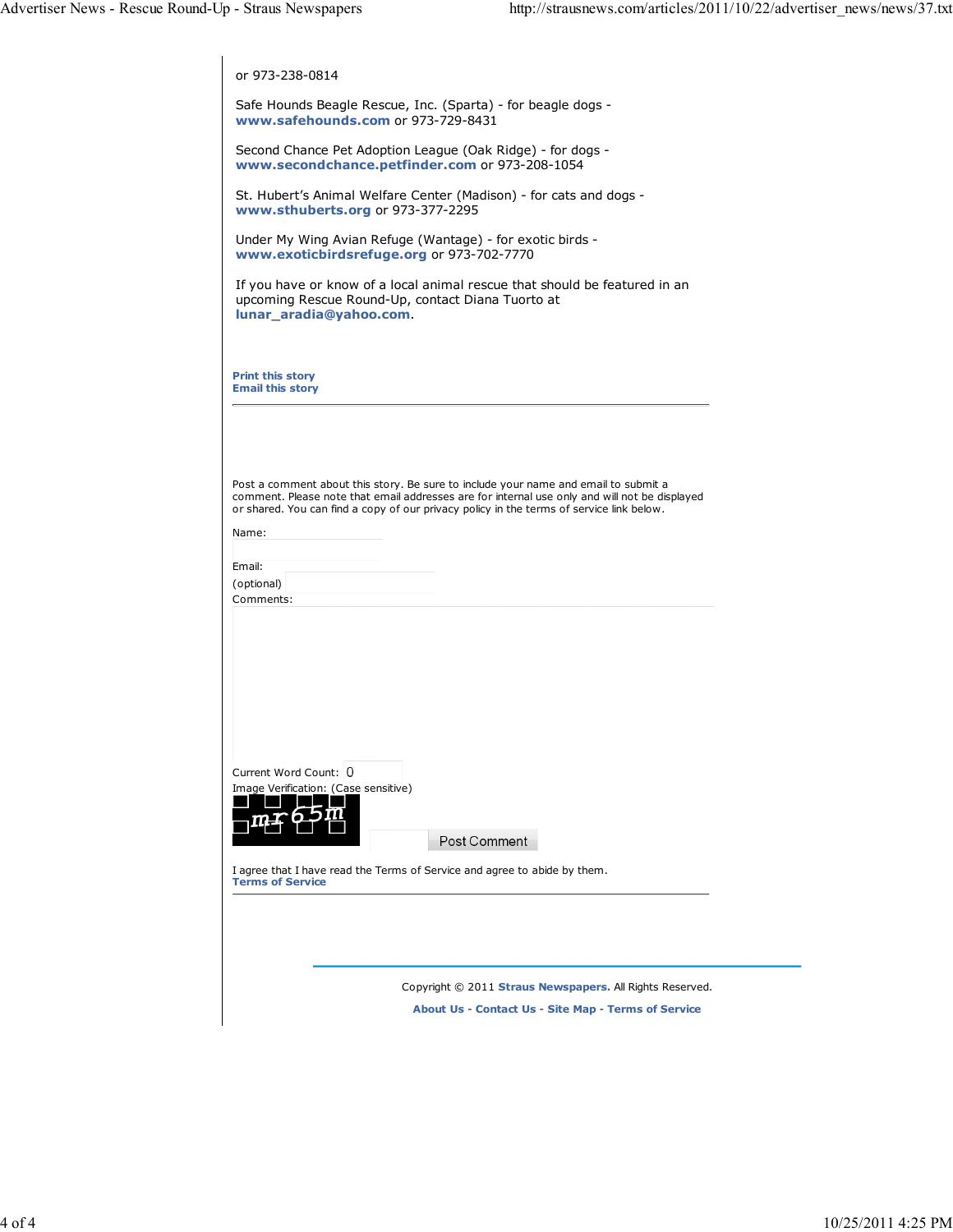or 973-238-0814

Safe Hounds Beagle Rescue, Inc. (Sparta) - for beagle dogs - **www.safehounds.com** or 973-729-8431

Second Chance Pet Adoption League (Oak Ridge) - for dogs - **www.secondchance.petfinder.com** or 973-208-1054

St. Hubert's Animal Welfare Center (Madison) - for cats and dogs - **www.sthuberts.org** or 973-377-2295

Under My Wing Avian Refuge (Wantage) - for exotic birds - **www.exoticbirdsrefuge.org** or 973-702-7770

If you have or know of a local animal rescue that should be featured in an upcoming Rescue Round-Up, contact Diana Tuorto at **lunar_aradia@yahoo.com**.

**Print this story**
**Email this story**

---

Post a comment about this story. Be sure to include your name and email to submit a comment. Please note that email addresses are for internal use only and will not be displayed or shared. You can find a copy of our privacy policy in the terms of service link below.

Name:

Email:
(optional)

Comments:

Current Word Count: 0

Image Verification: (Case sensitive)

mr65m

Post Comment

I agree that I have read the Terms of Service and agree to abide by them.
**Terms of Service**

---

Copyright © 2011 **Straus Newspapers.** All Rights Reserved.

**About Us - Contact Us - Site Map - Terms of Service**